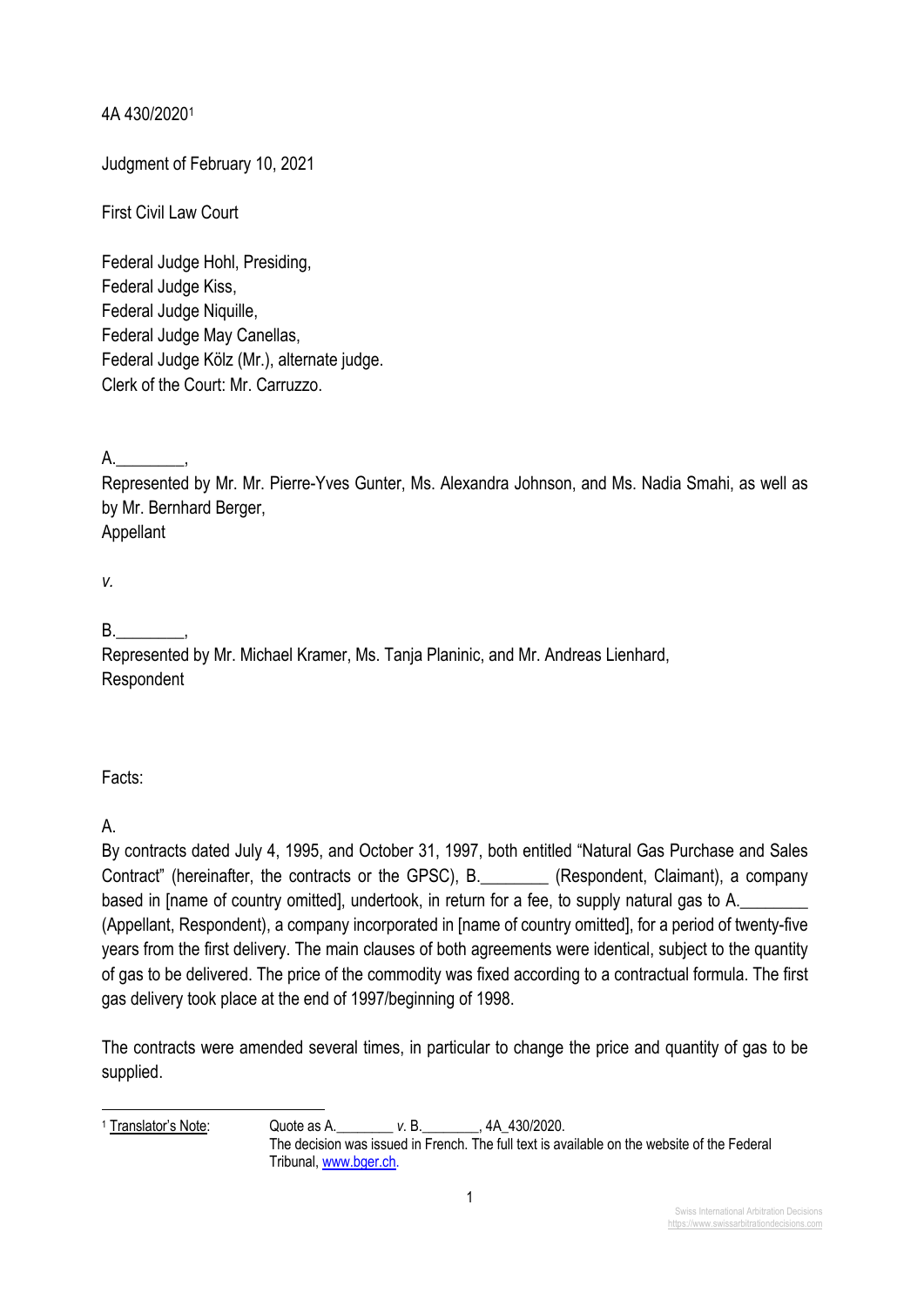4A 430/2020[1]

Judgment of February 10, 2021

First Civil Law Court

Federal Judge Hohl, Presiding,
Federal Judge Kiss,
Federal Judge Niquille,
Federal Judge May Canellas,
Federal Judge Kölz (Mr.), alternate judge.
Clerk of the Court: Mr. Carruzzo.

A.________,
Represented by Mr. Mr. Pierre-Yves Gunter, Ms. Alexandra Johnson, and Ms. Nadia Smahi, as well as by Mr. Bernhard Berger,
Appellant

*v.*

B.________,
Represented by Mr. Michael Kramer, Ms. Tanja Planinic, and Mr. Andreas Lienhard,
Respondent

Facts:

A.

By contracts dated July 4, 1995, and October 31, 1997, both entitled "Natural Gas Purchase and Sales Contract" (hereinafter, the contracts or the GPSC), B.________ (Respondent, Claimant), a company based in [name of country omitted], undertook, in return for a fee, to supply natural gas to A.________ (Appellant, Respondent), a company incorporated in [name of country omitted], for a period of twenty-five years from the first delivery. The main clauses of both agreements were identical, subject to the quantity of gas to be delivered. The price of the commodity was fixed according to a contractual formula. The first gas delivery took place at the end of 1997/beginning of 1998.

The contracts were amended several times, in particular to change the price and quantity of gas to be supplied.

---

[1] Translator's Note: Quote as A.________ *v.* B.________, 4A_430/2020.
The decision was issued in French. The full text is available on the website of the Federal Tribunal, www.bger.ch.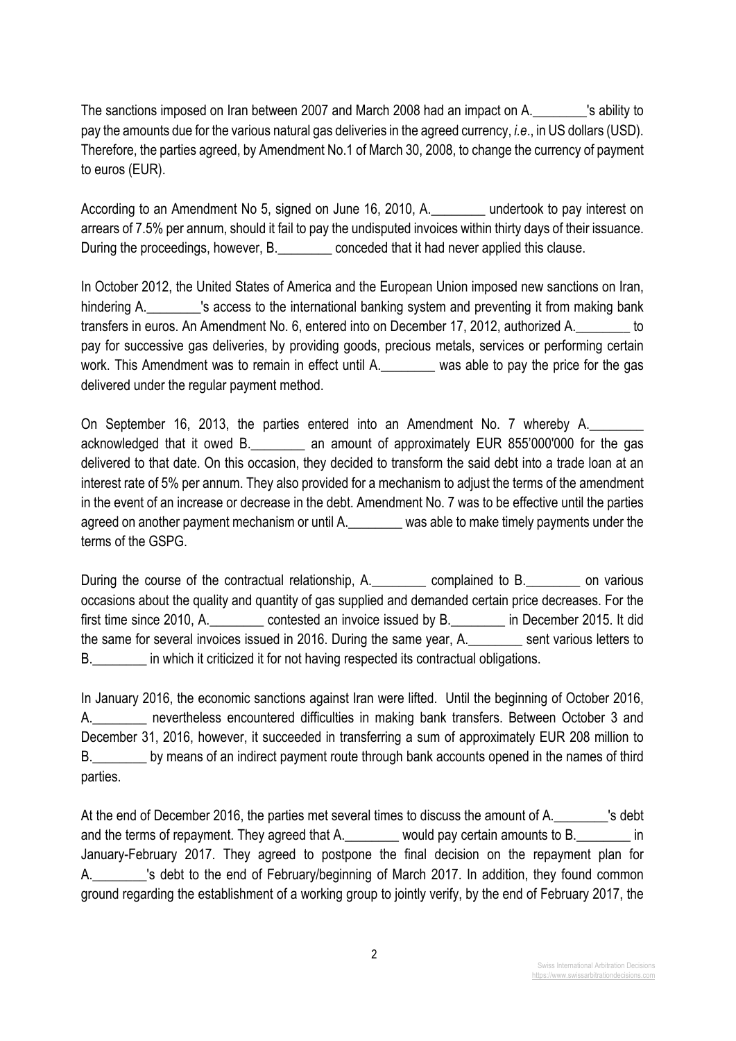The sanctions imposed on Iran between 2007 and March 2008 had an impact on A.________'s ability to pay the amounts due for the various natural gas deliveries in the agreed currency, *i.e*., in US dollars (USD). Therefore, the parties agreed, by Amendment No.1 of March 30, 2008, to change the currency of payment to euros (EUR).

According to an Amendment No 5, signed on June 16, 2010, A.________ undertook to pay interest on arrears of 7.5% per annum, should it fail to pay the undisputed invoices within thirty days of their issuance. During the proceedings, however, B.________ conceded that it had never applied this clause.

In October 2012, the United States of America and the European Union imposed new sanctions on Iran, hindering A.________'s access to the international banking system and preventing it from making bank transfers in euros. An Amendment No. 6, entered into on December 17, 2012, authorized A.________ to pay for successive gas deliveries, by providing goods, precious metals, services or performing certain work. This Amendment was to remain in effect until A.________ was able to pay the price for the gas delivered under the regular payment method.

On September 16, 2013, the parties entered into an Amendment No. 7 whereby A.________ acknowledged that it owed B.________ an amount of approximately EUR 855'000'000 for the gas delivered to that date. On this occasion, they decided to transform the said debt into a trade loan at an interest rate of 5% per annum. They also provided for a mechanism to adjust the terms of the amendment in the event of an increase or decrease in the debt. Amendment No. 7 was to be effective until the parties agreed on another payment mechanism or until A.________ was able to make timely payments under the terms of the GSPG.

During the course of the contractual relationship, A.________ complained to B.________ on various occasions about the quality and quantity of gas supplied and demanded certain price decreases. For the first time since 2010, A.________ contested an invoice issued by B.________ in December 2015. It did the same for several invoices issued in 2016. During the same year, A.________ sent various letters to B.________ in which it criticized it for not having respected its contractual obligations.

In January 2016, the economic sanctions against Iran were lifted. Until the beginning of October 2016, A.________ nevertheless encountered difficulties in making bank transfers. Between October 3 and December 31, 2016, however, it succeeded in transferring a sum of approximately EUR 208 million to B.________ by means of an indirect payment route through bank accounts opened in the names of third parties.

At the end of December 2016, the parties met several times to discuss the amount of A.________'s debt and the terms of repayment. They agreed that A.________ would pay certain amounts to B.________ in January-February 2017. They agreed to postpone the final decision on the repayment plan for A.________'s debt to the end of February/beginning of March 2017. In addition, they found common ground regarding the establishment of a working group to jointly verify, by the end of February 2017, the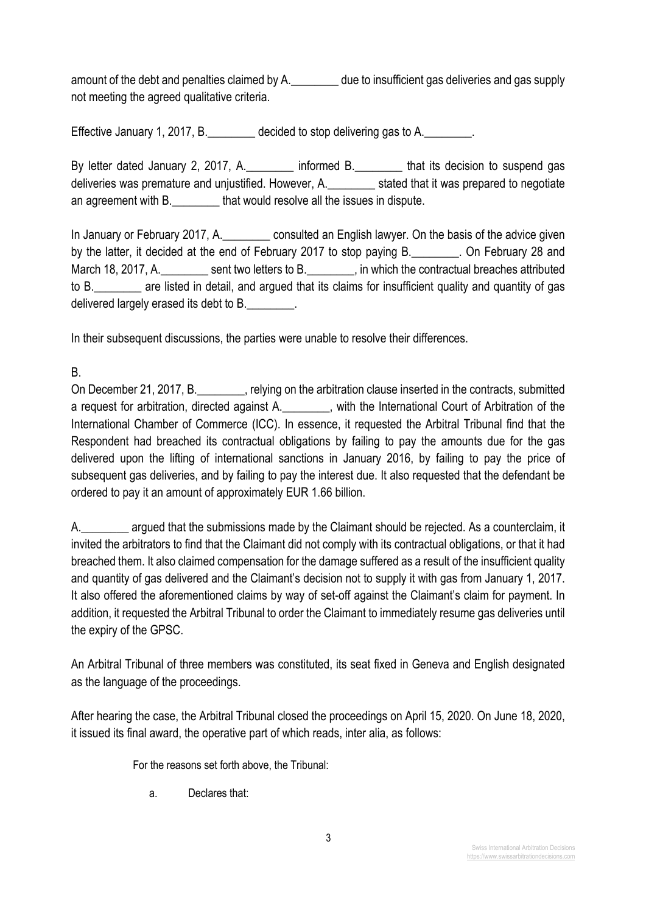amount of the debt and penalties claimed by A.________ due to insufficient gas deliveries and gas supply not meeting the agreed qualitative criteria.

Effective January 1, 2017, B.________ decided to stop delivering gas to A.________.

By letter dated January 2, 2017, A.________ informed B.________ that its decision to suspend gas deliveries was premature and unjustified. However, A.________ stated that it was prepared to negotiate an agreement with B.________ that would resolve all the issues in dispute.

In January or February 2017, A.________ consulted an English lawyer. On the basis of the advice given by the latter, it decided at the end of February 2017 to stop paying B.________. On February 28 and March 18, 2017, A.________ sent two letters to B.________, in which the contractual breaches attributed to B.________ are listed in detail, and argued that its claims for insufficient quality and quantity of gas delivered largely erased its debt to B.________.

In their subsequent discussions, the parties were unable to resolve their differences.

B.

On December 21, 2017, B.________, relying on the arbitration clause inserted in the contracts, submitted a request for arbitration, directed against A.________, with the International Court of Arbitration of the International Chamber of Commerce (ICC). In essence, it requested the Arbitral Tribunal find that the Respondent had breached its contractual obligations by failing to pay the amounts due for the gas delivered upon the lifting of international sanctions in January 2016, by failing to pay the price of subsequent gas deliveries, and by failing to pay the interest due. It also requested that the defendant be ordered to pay it an amount of approximately EUR 1.66 billion.

A.________ argued that the submissions made by the Claimant should be rejected. As a counterclaim, it invited the arbitrators to find that the Claimant did not comply with its contractual obligations, or that it had breached them. It also claimed compensation for the damage suffered as a result of the insufficient quality and quantity of gas delivered and the Claimant's decision not to supply it with gas from January 1, 2017. It also offered the aforementioned claims by way of set-off against the Claimant's claim for payment. In addition, it requested the Arbitral Tribunal to order the Claimant to immediately resume gas deliveries until the expiry of the GPSC.

An Arbitral Tribunal of three members was constituted, its seat fixed in Geneva and English designated as the language of the proceedings.

After hearing the case, the Arbitral Tribunal closed the proceedings on April 15, 2020. On June 18, 2020, it issued its final award, the operative part of which reads, inter alia, as follows:

> For the reasons set forth above, the Tribunal:
>
> a. Declares that: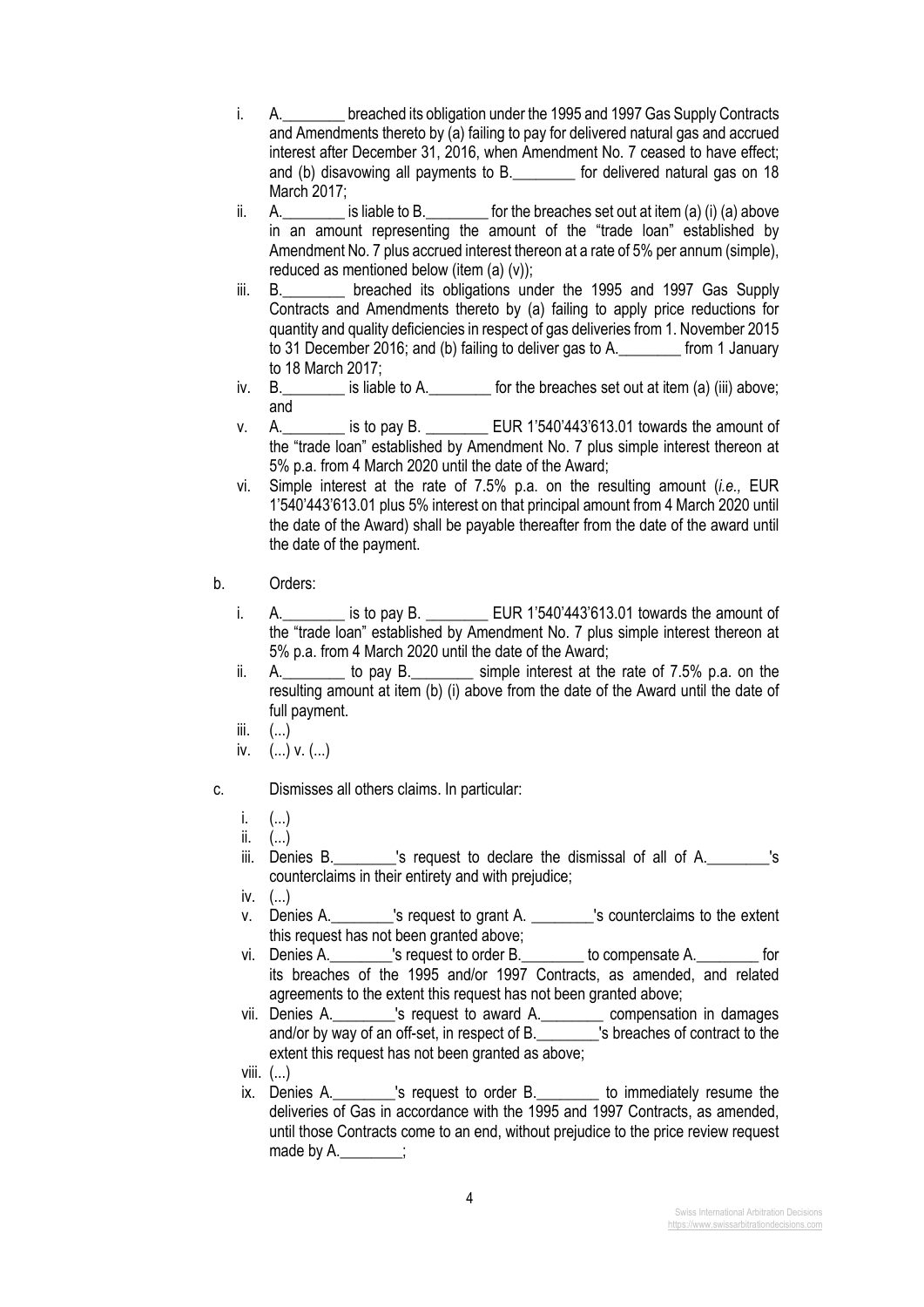i. A.________ breached its obligation under the 1995 and 1997 Gas Supply Contracts and Amendments thereto by (a) failing to pay for delivered natural gas and accrued interest after December 31, 2016, when Amendment No. 7 ceased to have effect; and (b) disavowing all payments to B.________ for delivered natural gas on 18 March 2017;

ii. A.________ is liable to B.________ for the breaches set out at item (a) (i) (a) above in an amount representing the amount of the "trade loan" established by Amendment No. 7 plus accrued interest thereon at a rate of 5% per annum (simple), reduced as mentioned below (item (a) (v));

iii. B.________ breached its obligations under the 1995 and 1997 Gas Supply Contracts and Amendments thereto by (a) failing to apply price reductions for quantity and quality deficiencies in respect of gas deliveries from 1. November 2015 to 31 December 2016; and (b) failing to deliver gas to A.________ from 1 January to 18 March 2017;

iv. B.________ is liable to A.________ for the breaches set out at item (a) (iii) above; and

v. A.________ is to pay B. ________ EUR 1'540'443'613.01 towards the amount of the "trade loan" established by Amendment No. 7 plus simple interest thereon at 5% p.a. from 4 March 2020 until the date of the Award;

vi. Simple interest at the rate of 7.5% p.a. on the resulting amount (*i.e.,* EUR 1'540'443'613.01 plus 5% interest on that principal amount from 4 March 2020 until the date of the Award) shall be payable thereafter from the date of the award until the date of the payment.

b. Orders:

i. A.________ is to pay B. ________ EUR 1'540'443'613.01 towards the amount of the "trade loan" established by Amendment No. 7 plus simple interest thereon at 5% p.a. from 4 March 2020 until the date of the Award;

ii. A.________ to pay B.________ simple interest at the rate of 7.5% p.a. on the resulting amount at item (b) (i) above from the date of the Award until the date of full payment.

iii. (...)

iv. (...) v. (...)

c. Dismisses all others claims. In particular:

i. (...)

ii. (...)

iii. Denies B.________'s request to declare the dismissal of all of A.________'s counterclaims in their entirety and with prejudice;

iv. (...)

v. Denies A.________'s request to grant A. ________'s counterclaims to the extent this request has not been granted above;

vi. Denies A.________'s request to order B.________ to compensate A.________ for its breaches of the 1995 and/or 1997 Contracts, as amended, and related agreements to the extent this request has not been granted above;

vii. Denies A.________'s request to award A.________ compensation in damages and/or by way of an off-set, in respect of B.________'s breaches of contract to the extent this request has not been granted as above;

viii. (...)

ix. Denies A.________'s request to order B.________ to immediately resume the deliveries of Gas in accordance with the 1995 and 1997 Contracts, as amended, until those Contracts come to an end, without prejudice to the price review request made by A.________;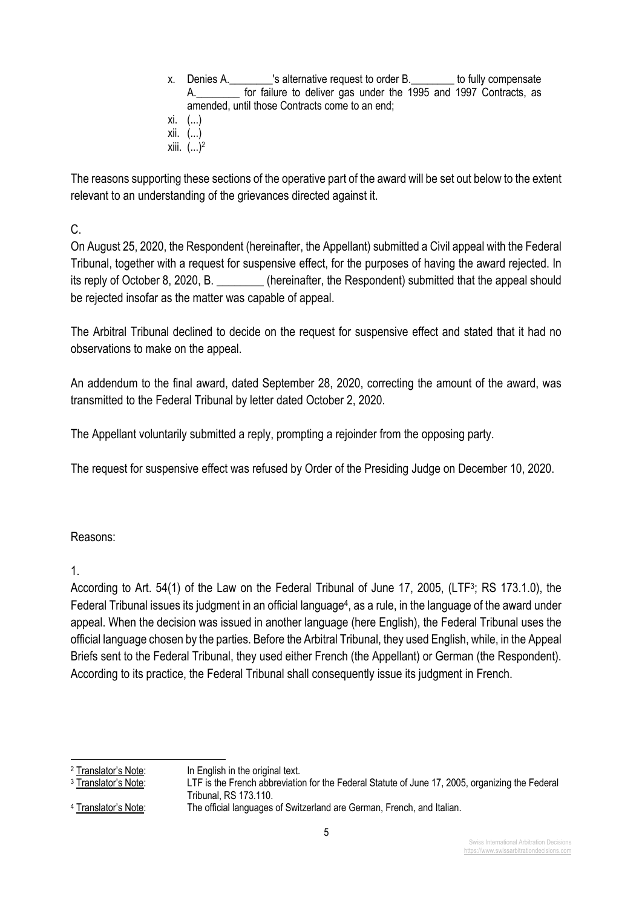x. Denies A.________'s alternative request to order B.________ to fully compensate A.________ for failure to deliver gas under the 1995 and 1997 Contracts, as amended, until those Contracts come to an end;

xi. (...)

xii. (...)

xiii. (...)[2]

The reasons supporting these sections of the operative part of the award will be set out below to the extent relevant to an understanding of the grievances directed against it.

C.

On August 25, 2020, the Respondent (hereinafter, the Appellant) submitted a Civil appeal with the Federal Tribunal, together with a request for suspensive effect, for the purposes of having the award rejected. In its reply of October 8, 2020, B. ________ (hereinafter, the Respondent) submitted that the appeal should be rejected insofar as the matter was capable of appeal.

The Arbitral Tribunal declined to decide on the request for suspensive effect and stated that it had no observations to make on the appeal.

An addendum to the final award, dated September 28, 2020, correcting the amount of the award, was transmitted to the Federal Tribunal by letter dated October 2, 2020.

The Appellant voluntarily submitted a reply, prompting a rejoinder from the opposing party.

The request for suspensive effect was refused by Order of the Presiding Judge on December 10, 2020.

Reasons:

1.

According to Art. 54(1) of the Law on the Federal Tribunal of June 17, 2005, (LTF[3]; RS 173.1.0), the Federal Tribunal issues its judgment in an official language[4], as a rule, in the language of the award under appeal. When the decision was issued in another language (here English), the Federal Tribunal uses the official language chosen by the parties. Before the Arbitral Tribunal, they used English, while, in the Appeal Briefs sent to the Federal Tribunal, they used either French (the Appellant) or German (the Respondent). According to its practice, the Federal Tribunal shall consequently issue its judgment in French.

---

[2] Translator's Note: In English in the original text.

[3] Translator's Note: LTF is the French abbreviation for the Federal Statute of June 17, 2005, organizing the Federal Tribunal, RS 173.110.

[4] Translator's Note: The official languages of Switzerland are German, French, and Italian.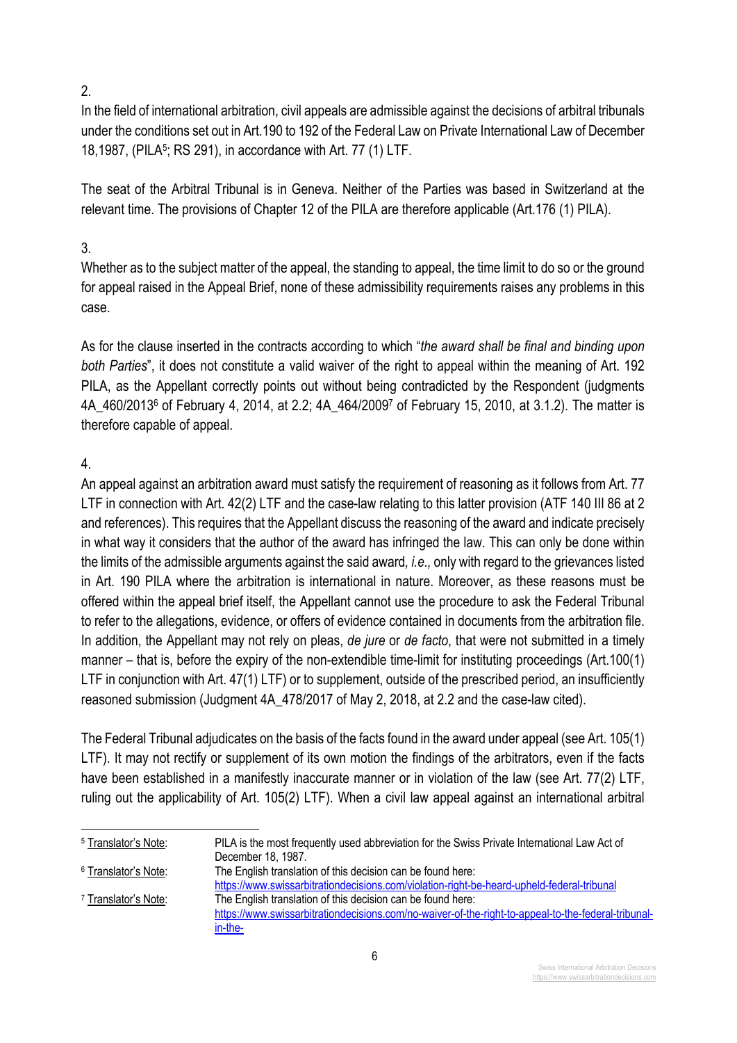2.

In the field of international arbitration, civil appeals are admissible against the decisions of arbitral tribunals under the conditions set out in Art.190 to 192 of the Federal Law on Private International Law of December 18,1987, (PILA[5]; RS 291), in accordance with Art. 77 (1) LTF.

The seat of the Arbitral Tribunal is in Geneva. Neither of the Parties was based in Switzerland at the relevant time. The provisions of Chapter 12 of the PILA are therefore applicable (Art.176 (1) PILA).

3.

Whether as to the subject matter of the appeal, the standing to appeal, the time limit to do so or the ground for appeal raised in the Appeal Brief, none of these admissibility requirements raises any problems in this case.

As for the clause inserted in the contracts according to which "*the award shall be final and binding upon both Parties*", it does not constitute a valid waiver of the right to appeal within the meaning of Art. 192 PILA, as the Appellant correctly points out without being contradicted by the Respondent (judgments 4A_460/2013[6] of February 4, 2014, at 2.2; 4A_464/2009[7] of February 15, 2010, at 3.1.2). The matter is therefore capable of appeal.

4.

An appeal against an arbitration award must satisfy the requirement of reasoning as it follows from Art. 77 LTF in connection with Art. 42(2) LTF and the case-law relating to this latter provision (ATF 140 III 86 at 2 and references). This requires that the Appellant discuss the reasoning of the award and indicate precisely in what way it considers that the author of the award has infringed the law. This can only be done within the limits of the admissible arguments against the said award, *i.e.,* only with regard to the grievances listed in Art. 190 PILA where the arbitration is international in nature. Moreover, as these reasons must be offered within the appeal brief itself, the Appellant cannot use the procedure to ask the Federal Tribunal to refer to the allegations, evidence, or offers of evidence contained in documents from the arbitration file. In addition, the Appellant may not rely on pleas, *de jure* or *de facto*, that were not submitted in a timely manner – that is, before the expiry of the non-extendible time-limit for instituting proceedings (Art.100(1) LTF in conjunction with Art. 47(1) LTF) or to supplement, outside of the prescribed period, an insufficiently reasoned submission (Judgment 4A_478/2017 of May 2, 2018, at 2.2 and the case-law cited).

The Federal Tribunal adjudicates on the basis of the facts found in the award under appeal (see Art. 105(1) LTF). It may not rectify or supplement of its own motion the findings of the arbitrators, even if the facts have been established in a manifestly inaccurate manner or in violation of the law (see Art. 77(2) LTF, ruling out the applicability of Art. 105(2) LTF). When a civil law appeal against an international arbitral

---

[5] Translator's Note: PILA is the most frequently used abbreviation for the Swiss Private International Law Act of December 18, 1987.

[6] Translator's Note: The English translation of this decision can be found here: https://www.swissarbitrationdecisions.com/violation-right-be-heard-upheld-federal-tribunal

[7] Translator's Note: The English translation of this decision can be found here: https://www.swissarbitrationdecisions.com/no-waiver-of-the-right-to-appeal-to-the-federal-tribunal-in-the-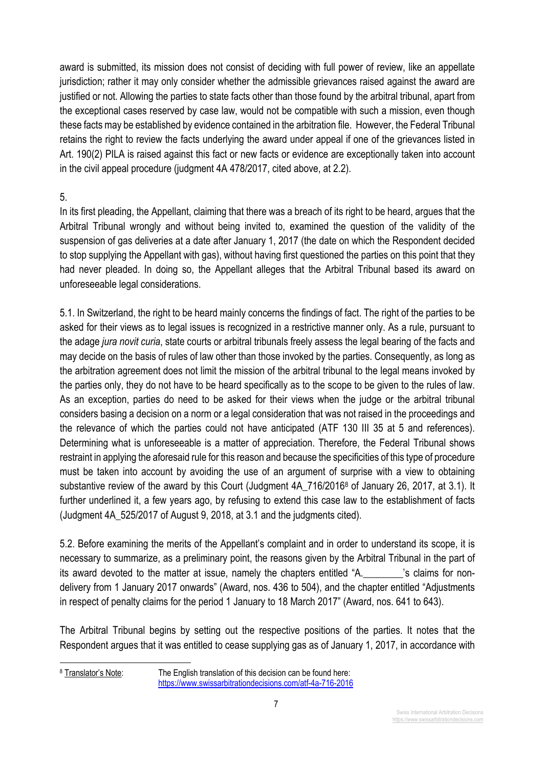award is submitted, its mission does not consist of deciding with full power of review, like an appellate jurisdiction; rather it may only consider whether the admissible grievances raised against the award are justified or not. Allowing the parties to state facts other than those found by the arbitral tribunal, apart from the exceptional cases reserved by case law, would not be compatible with such a mission, even though these facts may be established by evidence contained in the arbitration file. However, the Federal Tribunal retains the right to review the facts underlying the award under appeal if one of the grievances listed in Art. 190(2) PILA is raised against this fact or new facts or evidence are exceptionally taken into account in the civil appeal procedure (judgment 4A 478/2017, cited above, at 2.2).

5.

In its first pleading, the Appellant, claiming that there was a breach of its right to be heard, argues that the Arbitral Tribunal wrongly and without being invited to, examined the question of the validity of the suspension of gas deliveries at a date after January 1, 2017 (the date on which the Respondent decided to stop supplying the Appellant with gas), without having first questioned the parties on this point that they had never pleaded. In doing so, the Appellant alleges that the Arbitral Tribunal based its award on unforeseeable legal considerations.

5.1. In Switzerland, the right to be heard mainly concerns the findings of fact. The right of the parties to be asked for their views as to legal issues is recognized in a restrictive manner only. As a rule, pursuant to the adage *jura novit curia*, state courts or arbitral tribunals freely assess the legal bearing of the facts and may decide on the basis of rules of law other than those invoked by the parties. Consequently, as long as the arbitration agreement does not limit the mission of the arbitral tribunal to the legal means invoked by the parties only, they do not have to be heard specifically as to the scope to be given to the rules of law. As an exception, parties do need to be asked for their views when the judge or the arbitral tribunal considers basing a decision on a norm or a legal consideration that was not raised in the proceedings and the relevance of which the parties could not have anticipated (ATF 130 III 35 at 5 and references). Determining what is unforeseeable is a matter of appreciation. Therefore, the Federal Tribunal shows restraint in applying the aforesaid rule for this reason and because the specificities of this type of procedure must be taken into account by avoiding the use of an argument of surprise with a view to obtaining substantive review of the award by this Court (Judgment 4A_716/2016[8] of January 26, 2017, at 3.1). It further underlined it, a few years ago, by refusing to extend this case law to the establishment of facts (Judgment 4A_525/2017 of August 9, 2018, at 3.1 and the judgments cited).

5.2. Before examining the merits of the Appellant's complaint and in order to understand its scope, it is necessary to summarize, as a preliminary point, the reasons given by the Arbitral Tribunal in the part of its award devoted to the matter at issue, namely the chapters entitled "A.________'s claims for non-delivery from 1 January 2017 onwards" (Award, nos. 436 to 504), and the chapter entitled "Adjustments in respect of penalty claims for the period 1 January to 18 March 2017" (Award, nos. 641 to 643).

The Arbitral Tribunal begins by setting out the respective positions of the parties. It notes that the Respondent argues that it was entitled to cease supplying gas as of January 1, 2017, in accordance with

[8] Translator's Note: The English translation of this decision can be found here: https://www.swissarbitrationdecisions.com/atf-4a-716-2016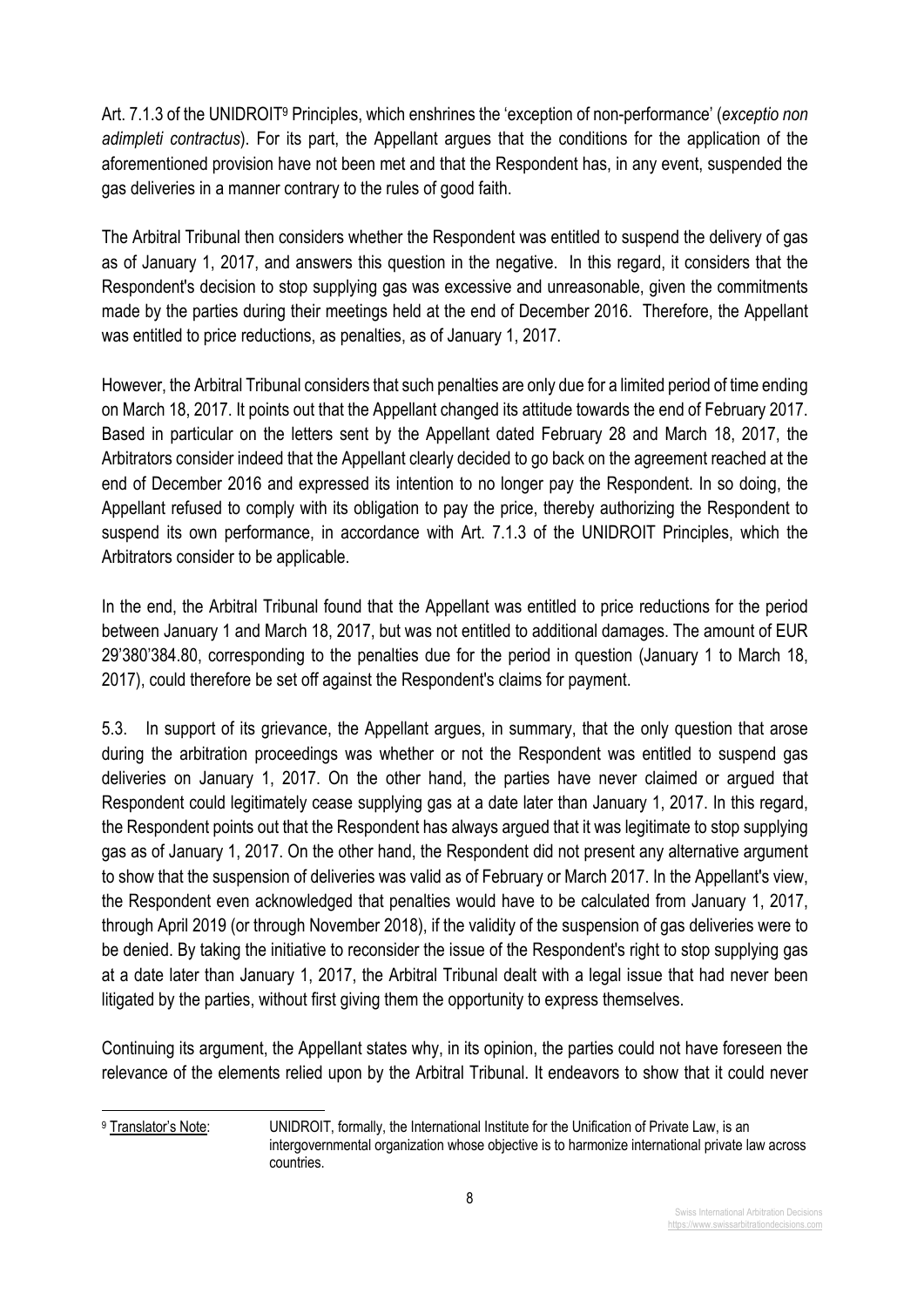Art. 7.1.3 of the UNIDROIT[9] Principles, which enshrines the 'exception of non-performance' (*exceptio non adimpleti contractus*). For its part, the Appellant argues that the conditions for the application of the aforementioned provision have not been met and that the Respondent has, in any event, suspended the gas deliveries in a manner contrary to the rules of good faith.

The Arbitral Tribunal then considers whether the Respondent was entitled to suspend the delivery of gas as of January 1, 2017, and answers this question in the negative. In this regard, it considers that the Respondent's decision to stop supplying gas was excessive and unreasonable, given the commitments made by the parties during their meetings held at the end of December 2016. Therefore, the Appellant was entitled to price reductions, as penalties, as of January 1, 2017.

However, the Arbitral Tribunal considers that such penalties are only due for a limited period of time ending on March 18, 2017. It points out that the Appellant changed its attitude towards the end of February 2017. Based in particular on the letters sent by the Appellant dated February 28 and March 18, 2017, the Arbitrators consider indeed that the Appellant clearly decided to go back on the agreement reached at the end of December 2016 and expressed its intention to no longer pay the Respondent. In so doing, the Appellant refused to comply with its obligation to pay the price, thereby authorizing the Respondent to suspend its own performance, in accordance with Art. 7.1.3 of the UNIDROIT Principles, which the Arbitrators consider to be applicable.

In the end, the Arbitral Tribunal found that the Appellant was entitled to price reductions for the period between January 1 and March 18, 2017, but was not entitled to additional damages. The amount of EUR 29'380'384.80, corresponding to the penalties due for the period in question (January 1 to March 18, 2017), could therefore be set off against the Respondent's claims for payment.

5.3. In support of its grievance, the Appellant argues, in summary, that the only question that arose during the arbitration proceedings was whether or not the Respondent was entitled to suspend gas deliveries on January 1, 2017. On the other hand, the parties have never claimed or argued that Respondent could legitimately cease supplying gas at a date later than January 1, 2017. In this regard, the Respondent points out that the Respondent has always argued that it was legitimate to stop supplying gas as of January 1, 2017. On the other hand, the Respondent did not present any alternative argument to show that the suspension of deliveries was valid as of February or March 2017. In the Appellant's view, the Respondent even acknowledged that penalties would have to be calculated from January 1, 2017, through April 2019 (or through November 2018), if the validity of the suspension of gas deliveries were to be denied. By taking the initiative to reconsider the issue of the Respondent's right to stop supplying gas at a date later than January 1, 2017, the Arbitral Tribunal dealt with a legal issue that had never been litigated by the parties, without first giving them the opportunity to express themselves.

Continuing its argument, the Appellant states why, in its opinion, the parties could not have foreseen the relevance of the elements relied upon by the Arbitral Tribunal. It endeavors to show that it could never

[9] Translator's Note: UNIDROIT, formally, the International Institute for the Unification of Private Law, is an intergovernmental organization whose objective is to harmonize international private law across countries.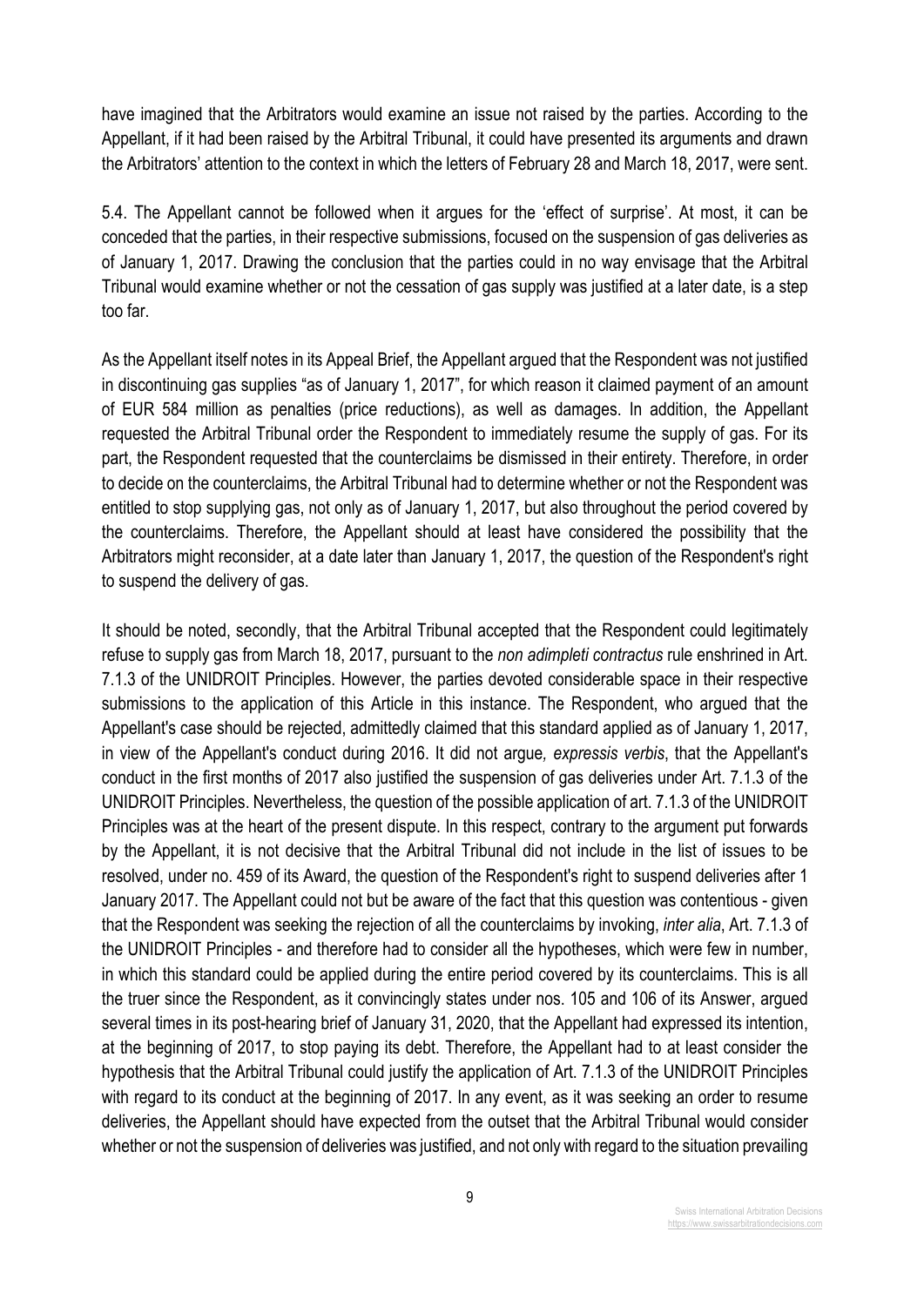have imagined that the Arbitrators would examine an issue not raised by the parties. According to the Appellant, if it had been raised by the Arbitral Tribunal, it could have presented its arguments and drawn the Arbitrators' attention to the context in which the letters of February 28 and March 18, 2017, were sent.

5.4. The Appellant cannot be followed when it argues for the 'effect of surprise'. At most, it can be conceded that the parties, in their respective submissions, focused on the suspension of gas deliveries as of January 1, 2017. Drawing the conclusion that the parties could in no way envisage that the Arbitral Tribunal would examine whether or not the cessation of gas supply was justified at a later date, is a step too far.

As the Appellant itself notes in its Appeal Brief, the Appellant argued that the Respondent was not justified in discontinuing gas supplies "as of January 1, 2017", for which reason it claimed payment of an amount of EUR 584 million as penalties (price reductions), as well as damages. In addition, the Appellant requested the Arbitral Tribunal order the Respondent to immediately resume the supply of gas. For its part, the Respondent requested that the counterclaims be dismissed in their entirety. Therefore, in order to decide on the counterclaims, the Arbitral Tribunal had to determine whether or not the Respondent was entitled to stop supplying gas, not only as of January 1, 2017, but also throughout the period covered by the counterclaims. Therefore, the Appellant should at least have considered the possibility that the Arbitrators might reconsider, at a date later than January 1, 2017, the question of the Respondent's right to suspend the delivery of gas.

It should be noted, secondly, that the Arbitral Tribunal accepted that the Respondent could legitimately refuse to supply gas from March 18, 2017, pursuant to the *non adimpleti contractus* rule enshrined in Art. 7.1.3 of the UNIDROIT Principles. However, the parties devoted considerable space in their respective submissions to the application of this Article in this instance. The Respondent, who argued that the Appellant's case should be rejected, admittedly claimed that this standard applied as of January 1, 2017, in view of the Appellant's conduct during 2016. It did not argue*, expressis verbis*, that the Appellant's conduct in the first months of 2017 also justified the suspension of gas deliveries under Art. 7.1.3 of the UNIDROIT Principles. Nevertheless, the question of the possible application of art. 7.1.3 of the UNIDROIT Principles was at the heart of the present dispute. In this respect, contrary to the argument put forwards by the Appellant, it is not decisive that the Arbitral Tribunal did not include in the list of issues to be resolved, under no. 459 of its Award, the question of the Respondent's right to suspend deliveries after 1 January 2017. The Appellant could not but be aware of the fact that this question was contentious - given that the Respondent was seeking the rejection of all the counterclaims by invoking, *inter alia*, Art. 7.1.3 of the UNIDROIT Principles - and therefore had to consider all the hypotheses, which were few in number, in which this standard could be applied during the entire period covered by its counterclaims. This is all the truer since the Respondent, as it convincingly states under nos. 105 and 106 of its Answer, argued several times in its post-hearing brief of January 31, 2020, that the Appellant had expressed its intention, at the beginning of 2017, to stop paying its debt. Therefore, the Appellant had to at least consider the hypothesis that the Arbitral Tribunal could justify the application of Art. 7.1.3 of the UNIDROIT Principles with regard to its conduct at the beginning of 2017. In any event, as it was seeking an order to resume deliveries, the Appellant should have expected from the outset that the Arbitral Tribunal would consider whether or not the suspension of deliveries was justified, and not only with regard to the situation prevailing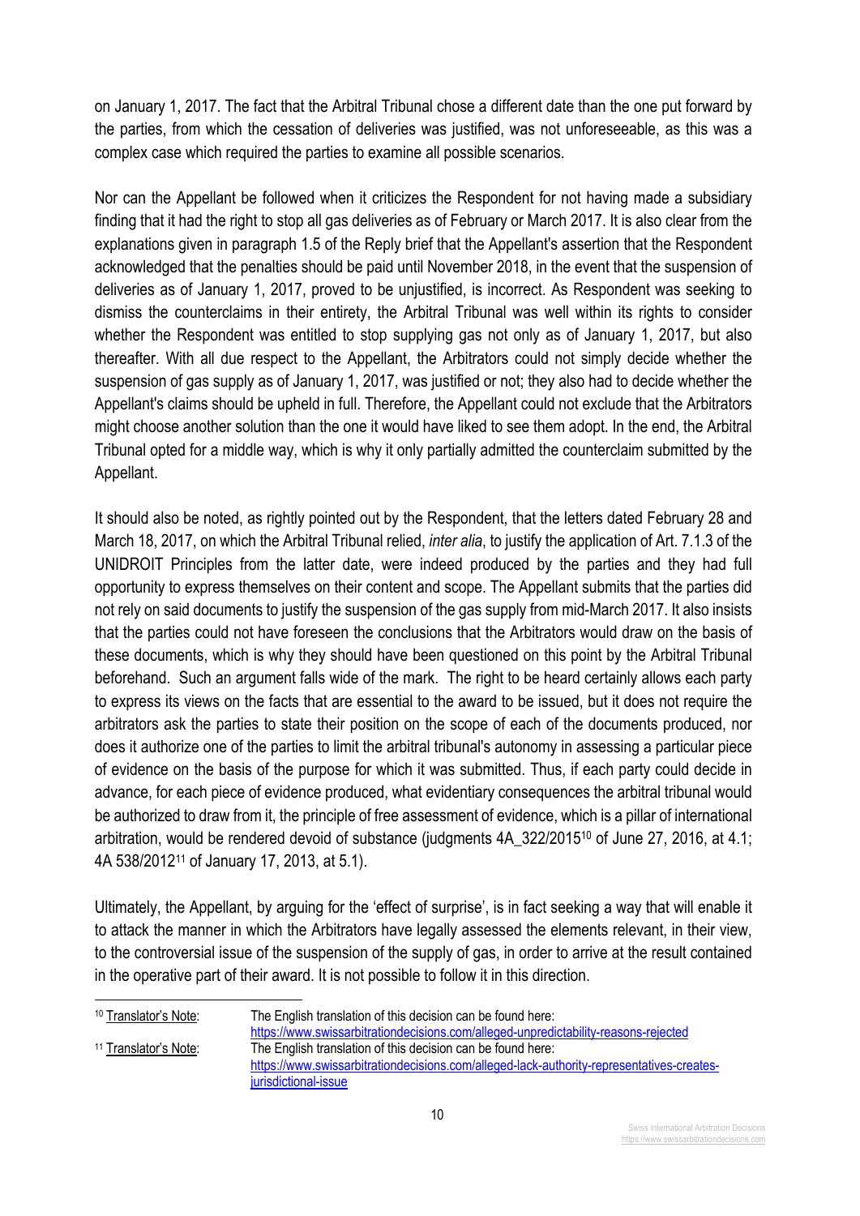on January 1, 2017. The fact that the Arbitral Tribunal chose a different date than the one put forward by the parties, from which the cessation of deliveries was justified, was not unforeseeable, as this was a complex case which required the parties to examine all possible scenarios.

Nor can the Appellant be followed when it criticizes the Respondent for not having made a subsidiary finding that it had the right to stop all gas deliveries as of February or March 2017. It is also clear from the explanations given in paragraph 1.5 of the Reply brief that the Appellant's assertion that the Respondent acknowledged that the penalties should be paid until November 2018, in the event that the suspension of deliveries as of January 1, 2017, proved to be unjustified, is incorrect. As Respondent was seeking to dismiss the counterclaims in their entirety, the Arbitral Tribunal was well within its rights to consider whether the Respondent was entitled to stop supplying gas not only as of January 1, 2017, but also thereafter. With all due respect to the Appellant, the Arbitrators could not simply decide whether the suspension of gas supply as of January 1, 2017, was justified or not; they also had to decide whether the Appellant's claims should be upheld in full. Therefore, the Appellant could not exclude that the Arbitrators might choose another solution than the one it would have liked to see them adopt. In the end, the Arbitral Tribunal opted for a middle way, which is why it only partially admitted the counterclaim submitted by the Appellant.

It should also be noted, as rightly pointed out by the Respondent, that the letters dated February 28 and March 18, 2017, on which the Arbitral Tribunal relied, *inter alia*, to justify the application of Art. 7.1.3 of the UNIDROIT Principles from the latter date, were indeed produced by the parties and they had full opportunity to express themselves on their content and scope. The Appellant submits that the parties did not rely on said documents to justify the suspension of the gas supply from mid-March 2017. It also insists that the parties could not have foreseen the conclusions that the Arbitrators would draw on the basis of these documents, which is why they should have been questioned on this point by the Arbitral Tribunal beforehand. Such an argument falls wide of the mark. The right to be heard certainly allows each party to express its views on the facts that are essential to the award to be issued, but it does not require the arbitrators ask the parties to state their position on the scope of each of the documents produced, nor does it authorize one of the parties to limit the arbitral tribunal's autonomy in assessing a particular piece of evidence on the basis of the purpose for which it was submitted. Thus, if each party could decide in advance, for each piece of evidence produced, what evidentiary consequences the arbitral tribunal would be authorized to draw from it, the principle of free assessment of evidence, which is a pillar of international arbitration, would be rendered devoid of substance (judgments 4A_322/2015[10] of June 27, 2016, at 4.1; 4A 538/2012[11] of January 17, 2013, at 5.1).

Ultimately, the Appellant, by arguing for the 'effect of surprise', is in fact seeking a way that will enable it to attack the manner in which the Arbitrators have legally assessed the elements relevant, in their view, to the controversial issue of the suspension of the supply of gas, in order to arrive at the result contained in the operative part of their award. It is not possible to follow it in this direction.

---

[10] Translator's Note: The English translation of this decision can be found here: https://www.swissarbitrationdecisions.com/alleged-unpredictability-reasons-rejected

[11] Translator's Note: The English translation of this decision can be found here: https://www.swissarbitrationdecisions.com/alleged-lack-authority-representatives-creates-jurisdictional-issue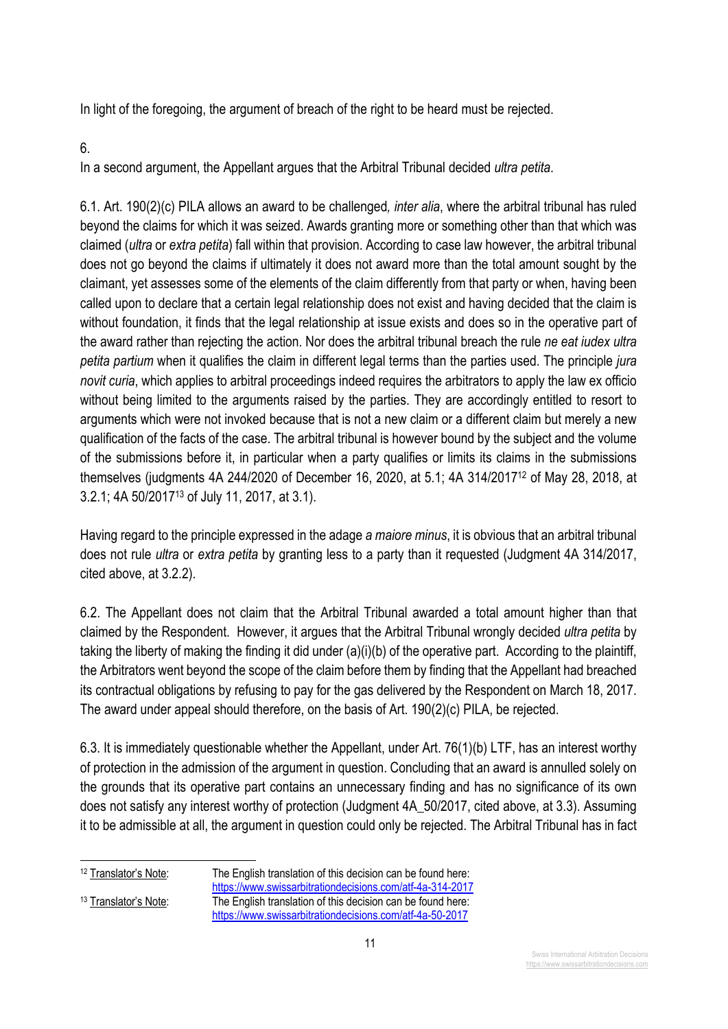In light of the foregoing, the argument of breach of the right to be heard must be rejected.

6.

In a second argument, the Appellant argues that the Arbitral Tribunal decided *ultra petita*.

6.1. Art. 190(2)(c) PILA allows an award to be challenged*, inter alia*, where the arbitral tribunal has ruled beyond the claims for which it was seized. Awards granting more or something other than that which was claimed (*ultra* or *extra petita*) fall within that provision. According to case law however, the arbitral tribunal does not go beyond the claims if ultimately it does not award more than the total amount sought by the claimant, yet assesses some of the elements of the claim differently from that party or when, having been called upon to declare that a certain legal relationship does not exist and having decided that the claim is without foundation, it finds that the legal relationship at issue exists and does so in the operative part of the award rather than rejecting the action. Nor does the arbitral tribunal breach the rule *ne eat iudex ultra petita partium* when it qualifies the claim in different legal terms than the parties used. The principle *jura novit curia*, which applies to arbitral proceedings indeed requires the arbitrators to apply the law ex officio without being limited to the arguments raised by the parties. They are accordingly entitled to resort to arguments which were not invoked because that is not a new claim or a different claim but merely a new qualification of the facts of the case. The arbitral tribunal is however bound by the subject and the volume of the submissions before it, in particular when a party qualifies or limits its claims in the submissions themselves (judgments 4A 244/2020 of December 16, 2020, at 5.1; 4A 314/2017[12] of May 28, 2018, at 3.2.1; 4A 50/2017[13] of July 11, 2017, at 3.1).

Having regard to the principle expressed in the adage *a maiore minus*, it is obvious that an arbitral tribunal does not rule *ultra* or *extra petita* by granting less to a party than it requested (Judgment 4A 314/2017, cited above, at 3.2.2).

6.2. The Appellant does not claim that the Arbitral Tribunal awarded a total amount higher than that claimed by the Respondent. However, it argues that the Arbitral Tribunal wrongly decided *ultra petita* by taking the liberty of making the finding it did under (a)(i)(b) of the operative part. According to the plaintiff, the Arbitrators went beyond the scope of the claim before them by finding that the Appellant had breached its contractual obligations by refusing to pay for the gas delivered by the Respondent on March 18, 2017. The award under appeal should therefore, on the basis of Art. 190(2)(c) PILA, be rejected.

6.3. It is immediately questionable whether the Appellant, under Art. 76(1)(b) LTF, has an interest worthy of protection in the admission of the argument in question. Concluding that an award is annulled solely on the grounds that its operative part contains an unnecessary finding and has no significance of its own does not satisfy any interest worthy of protection (Judgment 4A_50/2017, cited above, at 3.3). Assuming it to be admissible at all, the argument in question could only be rejected. The Arbitral Tribunal has in fact

---

[12] Translator's Note: The English translation of this decision can be found here: https://www.swissarbitrationdecisions.com/atf-4a-314-2017

[13] Translator's Note: The English translation of this decision can be found here: https://www.swissarbitrationdecisions.com/atf-4a-50-2017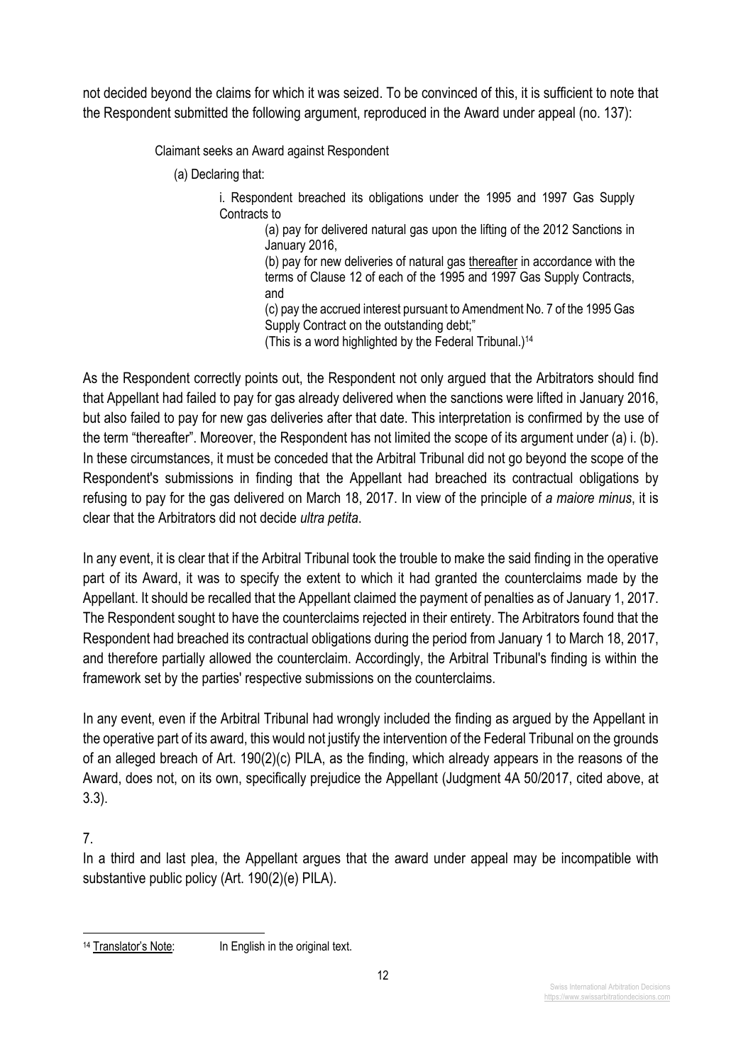not decided beyond the claims for which it was seized. To be convinced of this, it is sufficient to note that the Respondent submitted the following argument, reproduced in the Award under appeal (no. 137):

> Claimant seeks an Award against Respondent
>
> (a) Declaring that:
>
> i. Respondent breached its obligations under the 1995 and 1997 Gas Supply Contracts to
>
> (a) pay for delivered natural gas upon the lifting of the 2012 Sanctions in January 2016,
>
> (b) pay for new deliveries of natural gas <u>thereafter</u> in accordance with the terms of Clause 12 of each of the 1995 and 1997 Gas Supply Contracts, and
>
> (c) pay the accrued interest pursuant to Amendment No. 7 of the 1995 Gas Supply Contract on the outstanding debt;"
>
> (This is a word highlighted by the Federal Tribunal.)[14]

As the Respondent correctly points out, the Respondent not only argued that the Arbitrators should find that Appellant had failed to pay for gas already delivered when the sanctions were lifted in January 2016, but also failed to pay for new gas deliveries after that date. This interpretation is confirmed by the use of the term "thereafter". Moreover, the Respondent has not limited the scope of its argument under (a) i. (b). In these circumstances, it must be conceded that the Arbitral Tribunal did not go beyond the scope of the Respondent's submissions in finding that the Appellant had breached its contractual obligations by refusing to pay for the gas delivered on March 18, 2017. In view of the principle of *a maiore minus*, it is clear that the Arbitrators did not decide *ultra petita*.

In any event, it is clear that if the Arbitral Tribunal took the trouble to make the said finding in the operative part of its Award, it was to specify the extent to which it had granted the counterclaims made by the Appellant. It should be recalled that the Appellant claimed the payment of penalties as of January 1, 2017. The Respondent sought to have the counterclaims rejected in their entirety. The Arbitrators found that the Respondent had breached its contractual obligations during the period from January 1 to March 18, 2017, and therefore partially allowed the counterclaim. Accordingly, the Arbitral Tribunal's finding is within the framework set by the parties' respective submissions on the counterclaims.

In any event, even if the Arbitral Tribunal had wrongly included the finding as argued by the Appellant in the operative part of its award, this would not justify the intervention of the Federal Tribunal on the grounds of an alleged breach of Art. 190(2)(c) PILA, as the finding, which already appears in the reasons of the Award, does not, on its own, specifically prejudice the Appellant (Judgment 4A 50/2017, cited above, at 3.3).

7.

In a third and last plea, the Appellant argues that the award under appeal may be incompatible with substantive public policy (Art. 190(2)(e) PILA).

---

[14] <u>Translator's Note</u>: In English in the original text.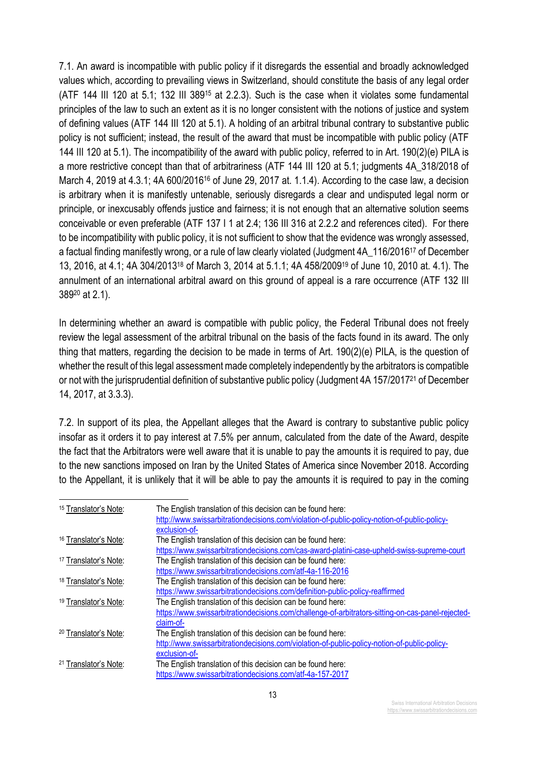7.1. An award is incompatible with public policy if it disregards the essential and broadly acknowledged values which, according to prevailing views in Switzerland, should constitute the basis of any legal order (ATF 144 III 120 at 5.1; 132 III 389[15] at 2.2.3). Such is the case when it violates some fundamental principles of the law to such an extent as it is no longer consistent with the notions of justice and system of defining values (ATF 144 III 120 at 5.1). A holding of an arbitral tribunal contrary to substantive public policy is not sufficient; instead, the result of the award that must be incompatible with public policy (ATF 144 III 120 at 5.1). The incompatibility of the award with public policy, referred to in Art. 190(2)(e) PILA is a more restrictive concept than that of arbitrariness (ATF 144 III 120 at 5.1; judgments 4A_318/2018 of March 4, 2019 at 4.3.1; 4A 600/2016[16] of June 29, 2017 at. 1.1.4). According to the case law, a decision is arbitrary when it is manifestly untenable, seriously disregards a clear and undisputed legal norm or principle, or inexcusably offends justice and fairness; it is not enough that an alternative solution seems conceivable or even preferable (ATF 137 I 1 at 2.4; 136 III 316 at 2.2.2 and references cited). For there to be incompatibility with public policy, it is not sufficient to show that the evidence was wrongly assessed, a factual finding manifestly wrong, or a rule of law clearly violated (Judgment 4A_116/2016[17] of December 13, 2016, at 4.1; 4A 304/2013[18] of March 3, 2014 at 5.1.1; 4A 458/2009[19] of June 10, 2010 at. 4.1). The annulment of an international arbitral award on this ground of appeal is a rare occurrence (ATF 132 III 389[20] at 2.1).

In determining whether an award is compatible with public policy, the Federal Tribunal does not freely review the legal assessment of the arbitral tribunal on the basis of the facts found in its award. The only thing that matters, regarding the decision to be made in terms of Art. 190(2)(e) PILA, is the question of whether the result of this legal assessment made completely independently by the arbitrators is compatible or not with the jurisprudential definition of substantive public policy (Judgment 4A 157/2017[21] of December 14, 2017, at 3.3.3).

7.2. In support of its plea, the Appellant alleges that the Award is contrary to substantive public policy insofar as it orders it to pay interest at 7.5% per annum, calculated from the date of the Award, despite the fact that the Arbitrators were well aware that it is unable to pay the amounts it is required to pay, due to the new sanctions imposed on Iran by the United States of America since November 2018. According to the Appellant, it is unlikely that it will be able to pay the amounts it is required to pay in the coming

---

[15] Translator's Note: The English translation of this decision can be found here: http://www.swissarbitrationdecisions.com/violation-of-public-policy-notion-of-public-policy-exclusion-of-

[16] Translator's Note: The English translation of this decision can be found here: https://www.swissarbitrationdecisions.com/cas-award-platini-case-upheld-swiss-supreme-court

[17] Translator's Note: The English translation of this decision can be found here: https://www.swissarbitrationdecisions.com/atf-4a-116-2016

[18] Translator's Note: The English translation of this decision can be found here: https://www.swissarbitrationdecisions.com/definition-public-policy-reaffirmed

[19] Translator's Note: The English translation of this decision can be found here: https://www.swissarbitrationdecisions.com/challenge-of-arbitrators-sitting-on-cas-panel-rejected-claim-of-

[20] Translator's Note: The English translation of this decision can be found here: http://www.swissarbitrationdecisions.com/violation-of-public-policy-notion-of-public-policy-exclusion-of-

[21] Translator's Note: The English translation of this decision can be found here: https://www.swissarbitrationdecisions.com/atf-4a-157-2017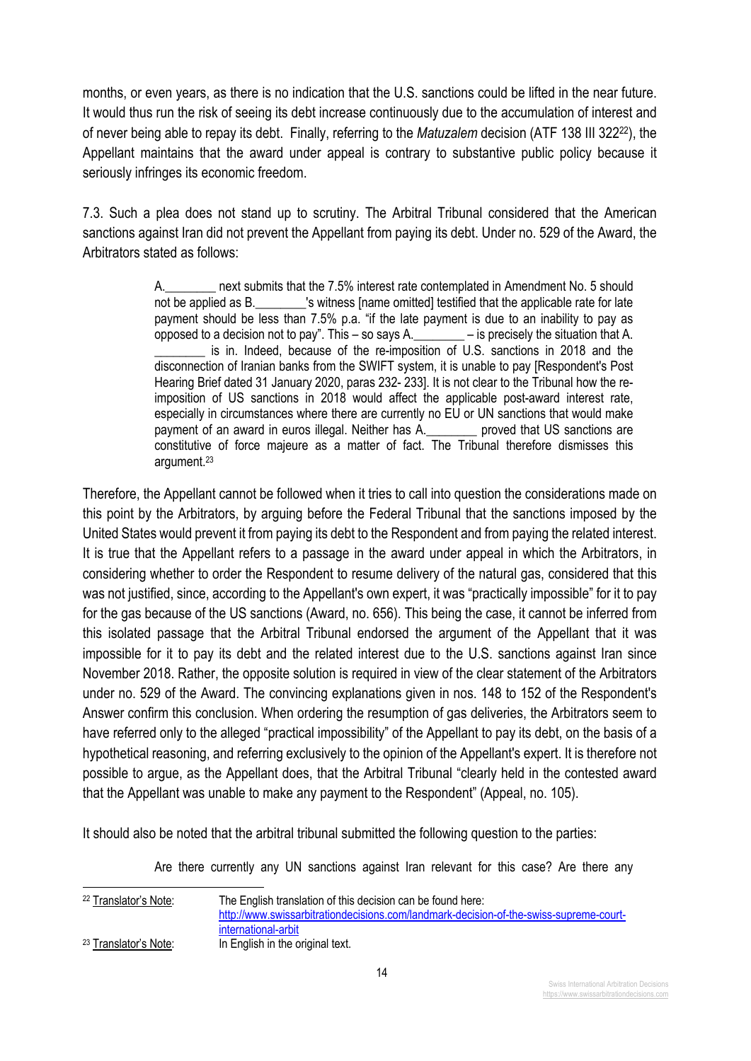months, or even years, as there is no indication that the U.S. sanctions could be lifted in the near future. It would thus run the risk of seeing its debt increase continuously due to the accumulation of interest and of never being able to repay its debt. Finally, referring to the *Matuzalem* decision (ATF 138 III 322[22]), the Appellant maintains that the award under appeal is contrary to substantive public policy because it seriously infringes its economic freedom.

7.3. Such a plea does not stand up to scrutiny. The Arbitral Tribunal considered that the American sanctions against Iran did not prevent the Appellant from paying its debt. Under no. 529 of the Award, the Arbitrators stated as follows:

> A.________ next submits that the 7.5% interest rate contemplated in Amendment No. 5 should not be applied as B.________'s witness [name omitted] testified that the applicable rate for late payment should be less than 7.5% p.a. "if the late payment is due to an inability to pay as opposed to a decision not to pay". This – so says A.________ – is precisely the situation that A.________ is in. Indeed, because of the re-imposition of U.S. sanctions in 2018 and the disconnection of Iranian banks from the SWIFT system, it is unable to pay [Respondent's Post Hearing Brief dated 31 January 2020, paras 232- 233]. It is not clear to the Tribunal how the re-imposition of US sanctions in 2018 would affect the applicable post-award interest rate, especially in circumstances where there are currently no EU or UN sanctions that would make payment of an award in euros illegal. Neither has A.________ proved that US sanctions are constitutive of force majeure as a matter of fact. The Tribunal therefore dismisses this argument.[23]

Therefore, the Appellant cannot be followed when it tries to call into question the considerations made on this point by the Arbitrators, by arguing before the Federal Tribunal that the sanctions imposed by the United States would prevent it from paying its debt to the Respondent and from paying the related interest. It is true that the Appellant refers to a passage in the award under appeal in which the Arbitrators, in considering whether to order the Respondent to resume delivery of the natural gas, considered that this was not justified, since, according to the Appellant's own expert, it was "practically impossible" for it to pay for the gas because of the US sanctions (Award, no. 656). This being the case, it cannot be inferred from this isolated passage that the Arbitral Tribunal endorsed the argument of the Appellant that it was impossible for it to pay its debt and the related interest due to the U.S. sanctions against Iran since November 2018. Rather, the opposite solution is required in view of the clear statement of the Arbitrators under no. 529 of the Award. The convincing explanations given in nos. 148 to 152 of the Respondent's Answer confirm this conclusion. When ordering the resumption of gas deliveries, the Arbitrators seem to have referred only to the alleged "practical impossibility" of the Appellant to pay its debt, on the basis of a hypothetical reasoning, and referring exclusively to the opinion of the Appellant's expert. It is therefore not possible to argue, as the Appellant does, that the Arbitral Tribunal "clearly held in the contested award that the Appellant was unable to make any payment to the Respondent" (Appeal, no. 105).

It should also be noted that the arbitral tribunal submitted the following question to the parties:

> Are there currently any UN sanctions against Iran relevant for this case? Are there any

---

[22] Translator's Note: The English translation of this decision can be found here: http://www.swissarbitrationdecisions.com/landmark-decision-of-the-swiss-supreme-court-international-arbit

[23] Translator's Note: In English in the original text.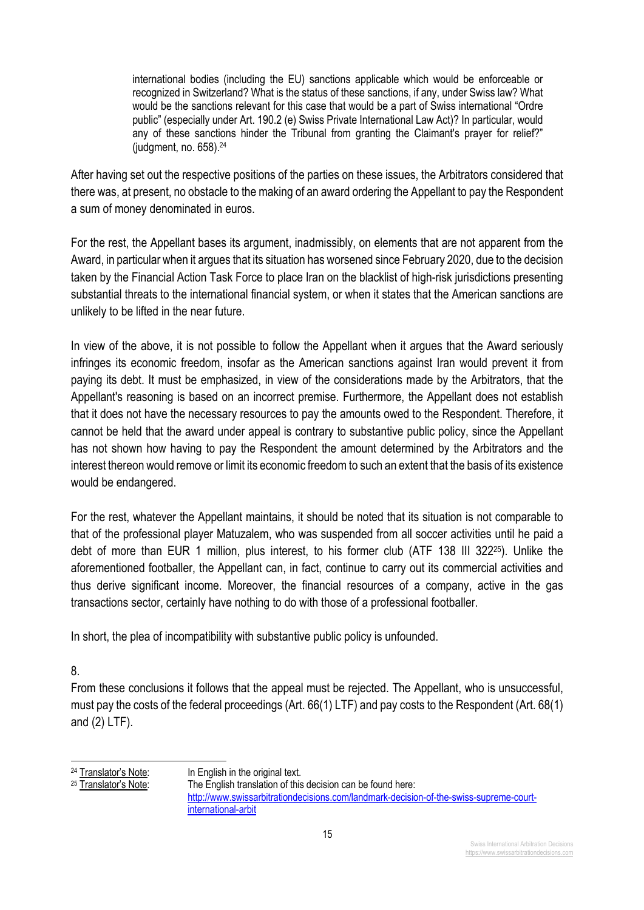> international bodies (including the EU) sanctions applicable which would be enforceable or recognized in Switzerland? What is the status of these sanctions, if any, under Swiss law? What would be the sanctions relevant for this case that would be a part of Swiss international "Ordre public" (especially under Art. 190.2 (e) Swiss Private International Law Act)? In particular, would any of these sanctions hinder the Tribunal from granting the Claimant's prayer for relief?" (judgment, no. 658).[24]

After having set out the respective positions of the parties on these issues, the Arbitrators considered that there was, at present, no obstacle to the making of an award ordering the Appellant to pay the Respondent a sum of money denominated in euros.

For the rest, the Appellant bases its argument, inadmissibly, on elements that are not apparent from the Award, in particular when it argues that its situation has worsened since February 2020, due to the decision taken by the Financial Action Task Force to place Iran on the blacklist of high-risk jurisdictions presenting substantial threats to the international financial system, or when it states that the American sanctions are unlikely to be lifted in the near future.

In view of the above, it is not possible to follow the Appellant when it argues that the Award seriously infringes its economic freedom, insofar as the American sanctions against Iran would prevent it from paying its debt. It must be emphasized, in view of the considerations made by the Arbitrators, that the Appellant's reasoning is based on an incorrect premise. Furthermore, the Appellant does not establish that it does not have the necessary resources to pay the amounts owed to the Respondent. Therefore, it cannot be held that the award under appeal is contrary to substantive public policy, since the Appellant has not shown how having to pay the Respondent the amount determined by the Arbitrators and the interest thereon would remove or limit its economic freedom to such an extent that the basis of its existence would be endangered.

For the rest, whatever the Appellant maintains, it should be noted that its situation is not comparable to that of the professional player Matuzalem, who was suspended from all soccer activities until he paid a debt of more than EUR 1 million, plus interest, to his former club (ATF 138 III 322[25]). Unlike the aforementioned footballer, the Appellant can, in fact, continue to carry out its commercial activities and thus derive significant income. Moreover, the financial resources of a company, active in the gas transactions sector, certainly have nothing to do with those of a professional footballer.

In short, the plea of incompatibility with substantive public policy is unfounded.

8.

From these conclusions it follows that the appeal must be rejected. The Appellant, who is unsuccessful, must pay the costs of the federal proceedings (Art. 66(1) LTF) and pay costs to the Respondent (Art. 68(1) and (2) LTF).

---

[24] Translator's Note: In English in the original text.

[25] Translator's Note: The English translation of this decision can be found here: http://www.swissarbitrationdecisions.com/landmark-decision-of-the-swiss-supreme-court-international-arbit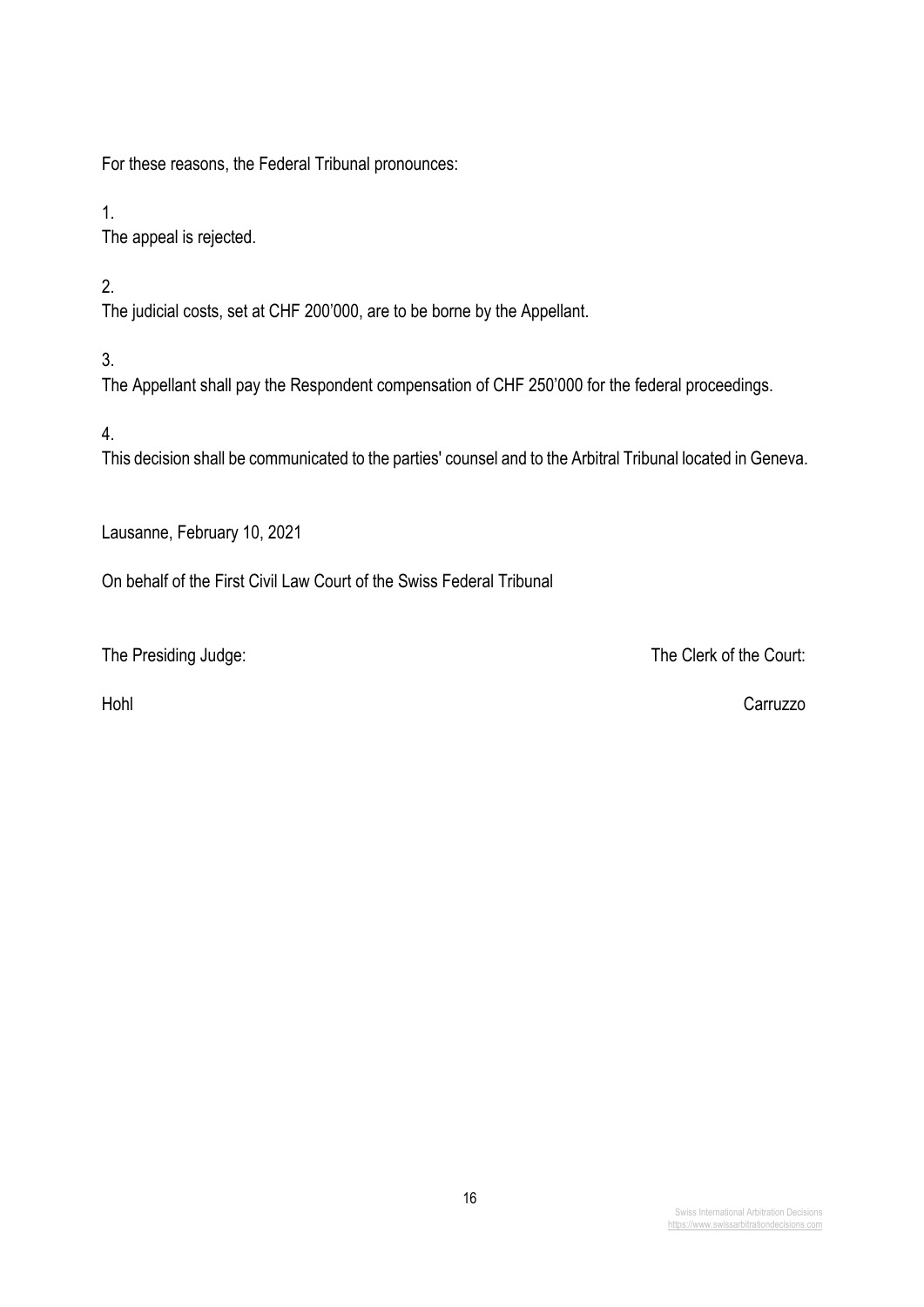For these reasons, the Federal Tribunal pronounces:

1.
The appeal is rejected.

2.
The judicial costs, set at CHF 200'000, are to be borne by the Appellant.

3.
The Appellant shall pay the Respondent compensation of CHF 250'000 for the federal proceedings.

4.
This decision shall be communicated to the parties' counsel and to the Arbitral Tribunal located in Geneva.

Lausanne, February 10, 2021

On behalf of the First Civil Law Court of the Swiss Federal Tribunal

The Presiding Judge: The Clerk of the Court:

Hohl Carruzzo